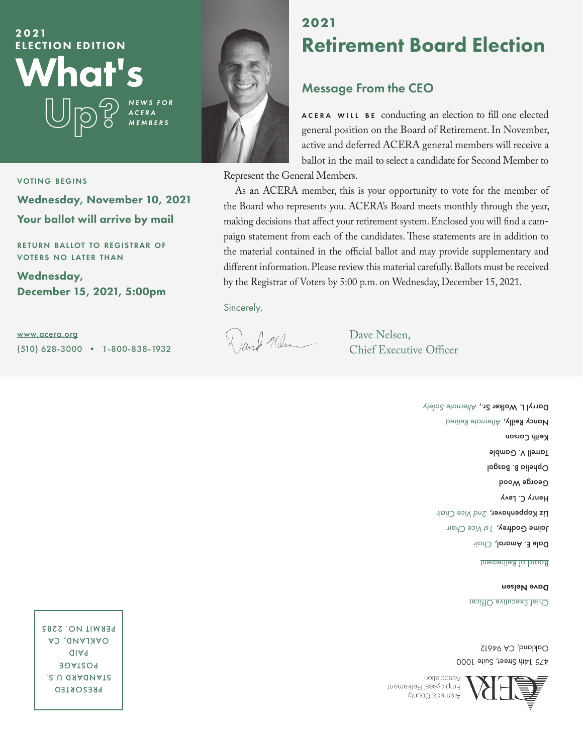2021
ELECTION EDITION

# What's Up?

*NEWS FOR ACERA MEMBERS*

VOTING BEGINS

**Wednesday, November 10, 2021**

**Your ballot will arrive by mail**

RETURN BALLOT TO REGISTRAR OF VOTERS NO LATER THAN

**Wednesday, December 15, 2021, 5:00pm**

www.acera.org
(510) 628-3000 • 1-800-838-1932

## 2021 Retirement Board Election

### Message From the CEO

ACERA WILL BE conducting an election to fill one elected general position on the Board of Retirement. In November, active and deferred ACERA general members will receive a ballot in the mail to select a candidate for Second Member to Represent the General Members.

As an ACERA member, this is your opportunity to vote for the member of the Board who represents you. ACERA's Board meets monthly through the year, making decisions that affect your retirement system. Enclosed you will find a campaign statement from each of the candidates. These statements are in addition to the material contained in the official ballot and may provide supplementary and different information. Please review this material carefully. Ballots must be received by the Registrar of Voters by 5:00 p.m. on Wednesday, December 15, 2021.

Sincerely,

Dave Nelsen,
Chief Executive Officer

ACERA
Alameda County Employees' Retirement Association
475 14th Street, Suite 1000
Oakland, CA 94612

Chief Executive Officer
**Dave Nelsen**

Board of Retirement
**Dale E. Amaral**, *Chair*
**Jaime Godfrey**, *1st Vice Chair*
**Liz Koppenhaver**, *2nd Vice Chair*
**Henry C. Levy**
**George Wood**
**Ophelia B. Basgal**
**Tarrell V. Gamble**
**Keith Carson**
**Nancy Reilly**, *Alternate Retired*
**Darryl L. Walker Sr.**, *Alternate Safety*

PRESORTED
STANDARD U.S.
POSTAGE
PAID
OAKLAND, CA
PERMIT NO. 2285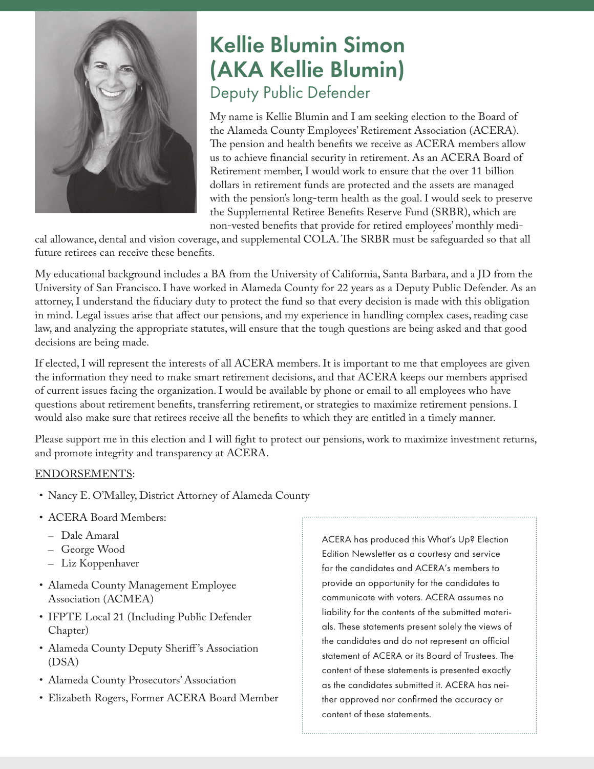# Kellie Blumin Simon (AKA Kellie Blumin)

## Deputy Public Defender

My name is Kellie Blumin and I am seeking election to the Board of the Alameda County Employees' Retirement Association (ACERA). The pension and health benefits we receive as ACERA members allow us to achieve financial security in retirement. As an ACERA Board of Retirement member, I would work to ensure that the over 11 billion dollars in retirement funds are protected and the assets are managed with the pension's long-term health as the goal. I would seek to preserve the Supplemental Retiree Benefits Reserve Fund (SRBR), which are non-vested benefits that provide for retired employees' monthly medical allowance, dental and vision coverage, and supplemental COLA. The SRBR must be safeguarded so that all future retirees can receive these benefits.

My educational background includes a BA from the University of California, Santa Barbara, and a JD from the University of San Francisco. I have worked in Alameda County for 22 years as a Deputy Public Defender. As an attorney, I understand the fiduciary duty to protect the fund so that every decision is made with this obligation in mind. Legal issues arise that affect our pensions, and my experience in handling complex cases, reading case law, and analyzing the appropriate statutes, will ensure that the tough questions are being asked and that good decisions are being made.

If elected, I will represent the interests of all ACERA members. It is important to me that employees are given the information they need to make smart retirement decisions, and that ACERA keeps our members apprised of current issues facing the organization. I would be available by phone or email to all employees who have questions about retirement benefits, transferring retirement, or strategies to maximize retirement pensions. I would also make sure that retirees receive all the benefits to which they are entitled in a timely manner.

Please support me in this election and I will fight to protect our pensions, work to maximize investment returns, and promote integrity and transparency at ACERA.

ENDORSEMENTS:

- Nancy E. O'Malley, District Attorney of Alameda County
- ACERA Board Members:
  - Dale Amaral
  - George Wood
  - Liz Koppenhaver
- Alameda County Management Employee Association (ACMEA)
- IFPTE Local 21 (Including Public Defender Chapter)
- Alameda County Deputy Sheriff's Association (DSA)
- Alameda County Prosecutors' Association
- Elizabeth Rogers, Former ACERA Board Member

ACERA has produced this What's Up? Election Edition Newsletter as a courtesy and service for the candidates and ACERA's members to provide an opportunity for the candidates to communicate with voters. ACERA assumes no liability for the contents of the submitted materials. These statements present solely the views of the candidates and do not represent an official statement of ACERA or its Board of Trustees. The content of these statements is presented exactly as the candidates submitted it. ACERA has neither approved nor confirmed the accuracy or content of these statements.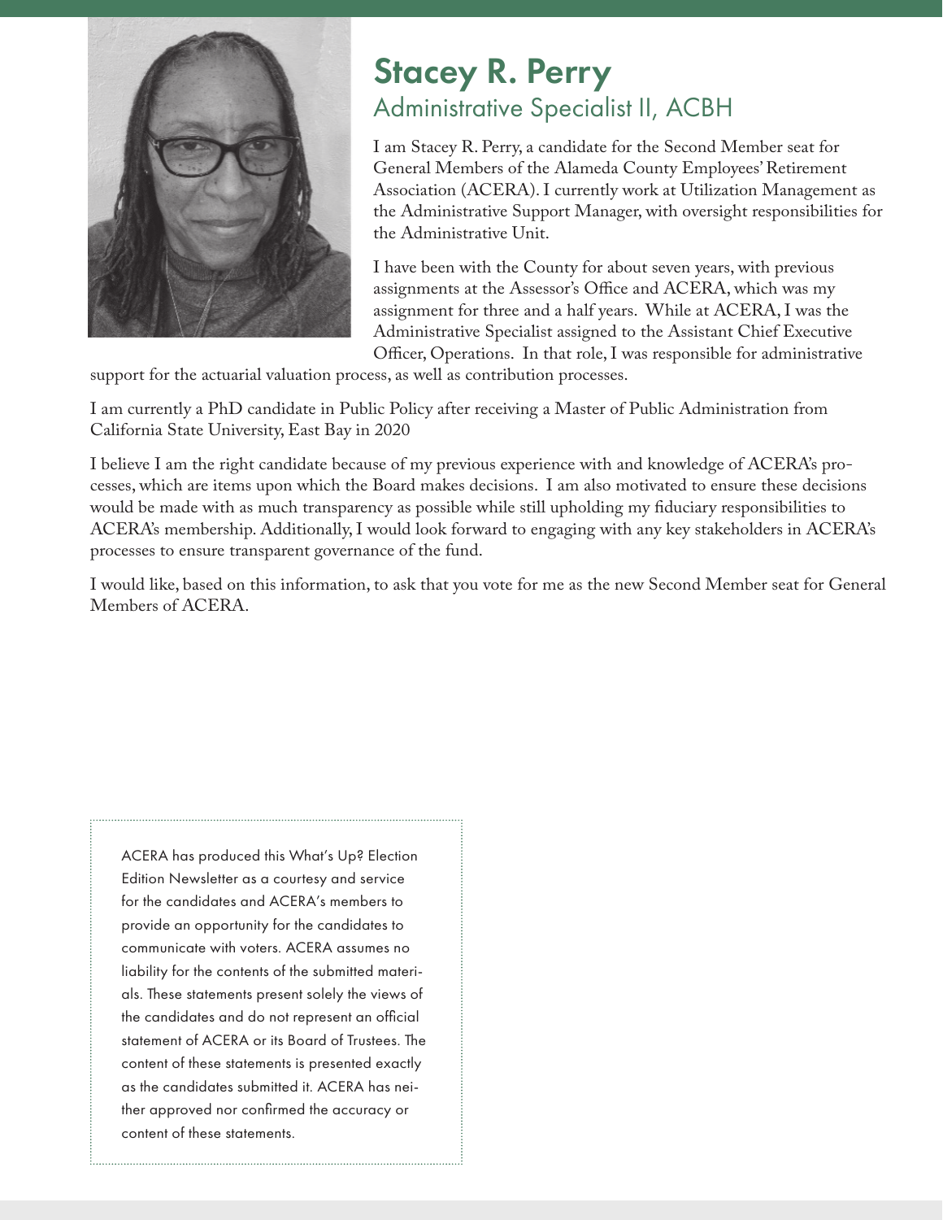# Stacey R. Perry

## Administrative Specialist II, ACBH

I am Stacey R. Perry, a candidate for the Second Member seat for General Members of the Alameda County Employees' Retirement Association (ACERA). I currently work at Utilization Management as the Administrative Support Manager, with oversight responsibilities for the Administrative Unit.

I have been with the County for about seven years, with previous assignments at the Assessor's Office and ACERA, which was my assignment for three and a half years. While at ACERA, I was the Administrative Specialist assigned to the Assistant Chief Executive Officer, Operations. In that role, I was responsible for administrative support for the actuarial valuation process, as well as contribution processes.

I am currently a PhD candidate in Public Policy after receiving a Master of Public Administration from California State University, East Bay in 2020

I believe I am the right candidate because of my previous experience with and knowledge of ACERA's processes, which are items upon which the Board makes decisions. I am also motivated to ensure these decisions would be made with as much transparency as possible while still upholding my fiduciary responsibilities to ACERA's membership. Additionally, I would look forward to engaging with any key stakeholders in ACERA's processes to ensure transparent governance of the fund.

I would like, based on this information, to ask that you vote for me as the new Second Member seat for General Members of ACERA.

ACERA has produced this What's Up? Election Edition Newsletter as a courtesy and service for the candidates and ACERA's members to provide an opportunity for the candidates to communicate with voters. ACERA assumes no liability for the contents of the submitted materials. These statements present solely the views of the candidates and do not represent an official statement of ACERA or its Board of Trustees. The content of these statements is presented exactly as the candidates submitted it. ACERA has neither approved nor confirmed the accuracy or content of these statements.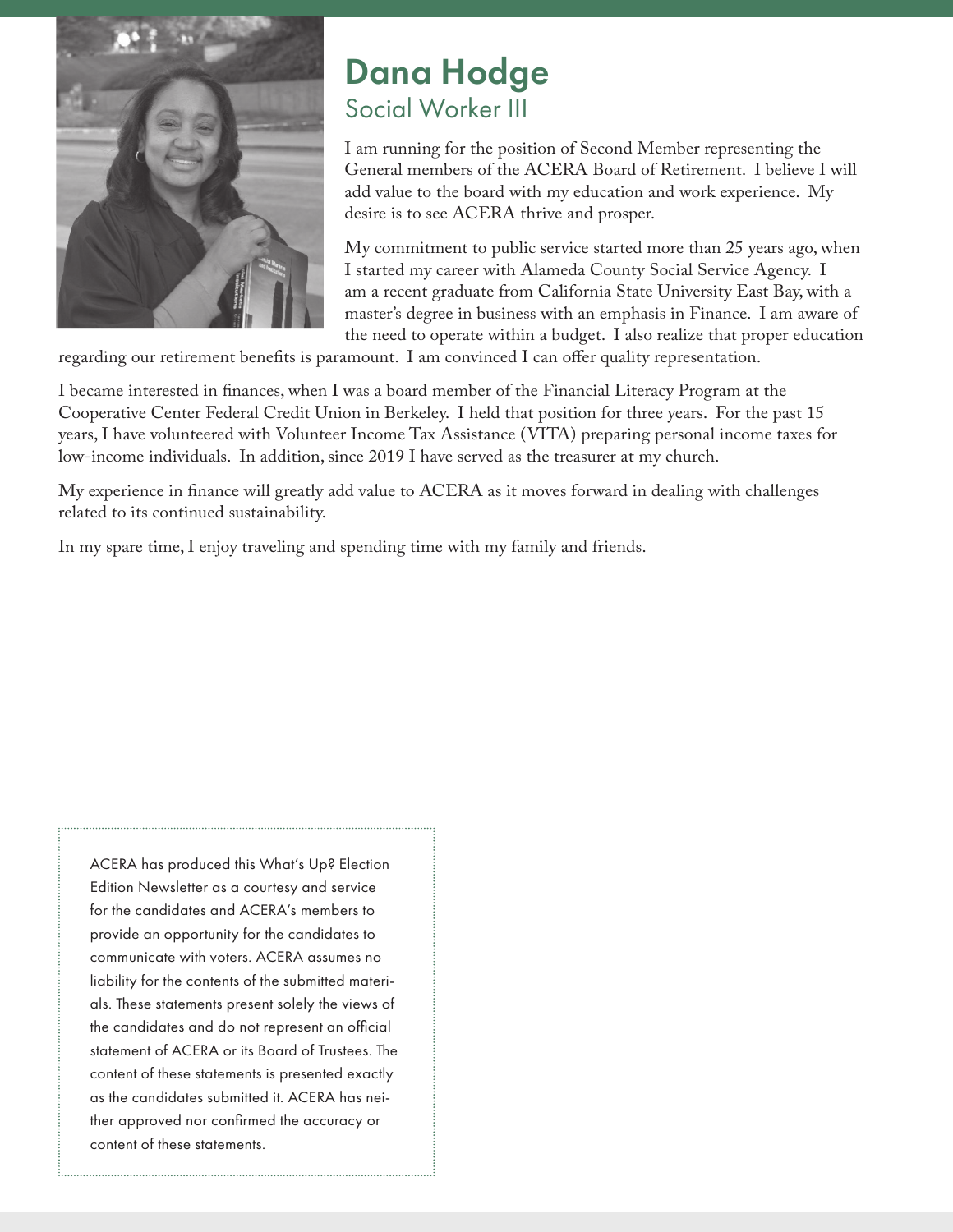# Dana Hodge

## Social Worker III

I am running for the position of Second Member representing the General members of the ACERA Board of Retirement. I believe I will add value to the board with my education and work experience. My desire is to see ACERA thrive and prosper.

My commitment to public service started more than 25 years ago, when I started my career with Alameda County Social Service Agency. I am a recent graduate from California State University East Bay, with a master's degree in business with an emphasis in Finance. I am aware of the need to operate within a budget. I also realize that proper education regarding our retirement benefits is paramount. I am convinced I can offer quality representation.

I became interested in finances, when I was a board member of the Financial Literacy Program at the Cooperative Center Federal Credit Union in Berkeley. I held that position for three years. For the past 15 years, I have volunteered with Volunteer Income Tax Assistance (VITA) preparing personal income taxes for low-income individuals. In addition, since 2019 I have served as the treasurer at my church.

My experience in finance will greatly add value to ACERA as it moves forward in dealing with challenges related to its continued sustainability.

In my spare time, I enjoy traveling and spending time with my family and friends.

ACERA has produced this What's Up? Election Edition Newsletter as a courtesy and service for the candidates and ACERA's members to provide an opportunity for the candidates to communicate with voters. ACERA assumes no liability for the contents of the submitted materials. These statements present solely the views of the candidates and do not represent an official statement of ACERA or its Board of Trustees. The content of these statements is presented exactly as the candidates submitted it. ACERA has neither approved nor confirmed the accuracy or content of these statements.